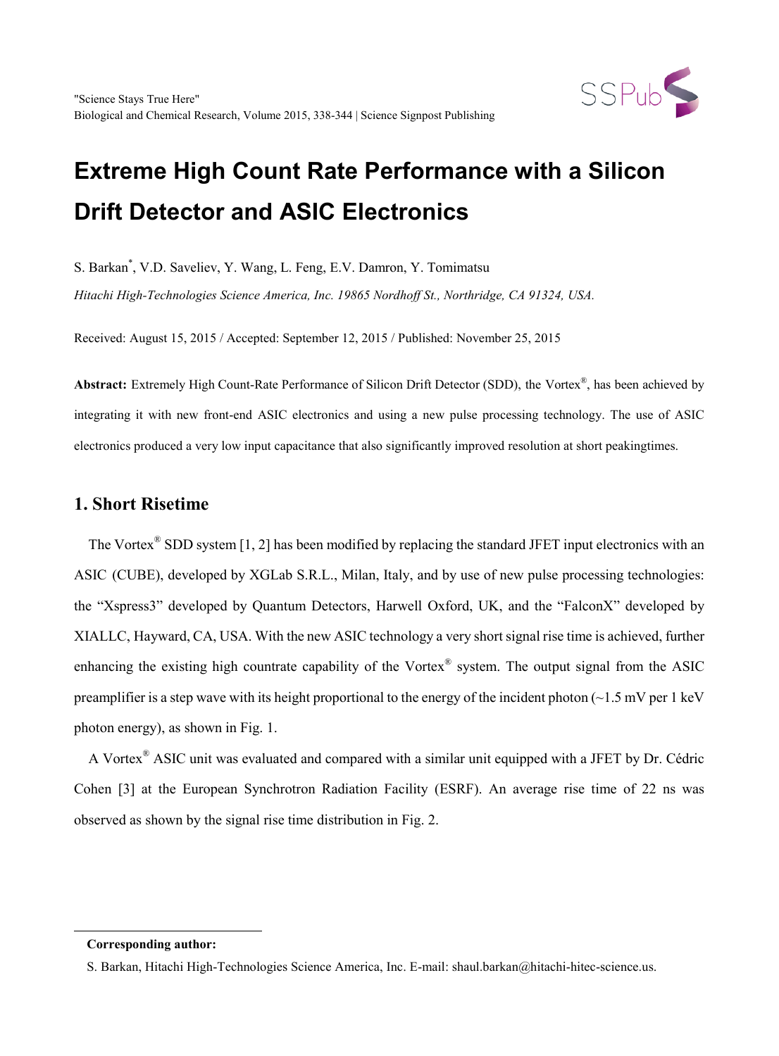# Extreme High Count Rate Performance with a Silicon Drift Detector and ASIC Electronics

S. Barkan*, V.D. Saveliev, Y. Wang, L. Feng, E.V. Damron, Y. Tomimatsu

*Hitachi High-Technologies Science America, Inc. 19865 Nordhoff St., Northridge, CA 91324, USA.*

Received: August 15, 2015 / Accepted: September 12, 2015 / Published: November 25, 2015

**Abstract:** Extremely High Count-Rate Performance of Silicon Drift Detector (SDD), the Vortex®, has been achieved by integrating it with new front-end ASIC electronics and using a new pulse processing technology. The use of ASIC electronics produced a very low input capacitance that also significantly improved resolution at short peakingtimes.

## 1. Short Risetime

The Vortex® SDD system [1, 2] has been modified by replacing the standard JFET input electronics with an ASIC (CUBE), developed by XGLab S.R.L., Milan, Italy, and by use of new pulse processing technologies: the "Xspress3" developed by Quantum Detectors, Harwell Oxford, UK, and the "FalconX" developed by XIALLC, Hayward, CA, USA. With the new ASIC technology a very short signal rise time is achieved, further enhancing the existing high countrate capability of the Vortex® system. The output signal from the ASIC preamplifier is a step wave with its height proportional to the energy of the incident photon (~1.5 mV per 1 keV photon energy), as shown in Fig. 1.

A Vortex® ASIC unit was evaluated and compared with a similar unit equipped with a JFET by Dr. Cédric Cohen [3] at the European Synchrotron Radiation Facility (ESRF). An average rise time of 22 ns was observed as shown by the signal rise time distribution in Fig. 2.

---

**Corresponding author:**

S. Barkan, Hitachi High-Technologies Science America, Inc. E-mail: shaul.barkan@hitachi-hitec-science.us.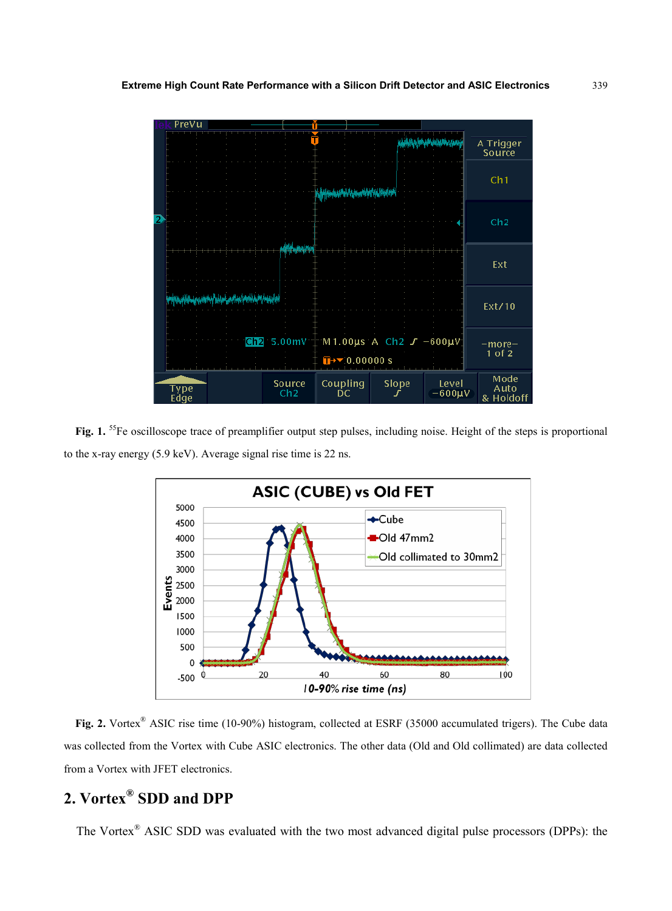**Fig. 1.** $^{55}$Fe oscilloscope trace of preamplifier output step pulses, including noise. Height of the steps is proportional to the x-ray energy (5.9 keV). Average signal rise time is 22 ns.

**Fig. 2.** Vortex® ASIC rise time (10-90%) histogram, collected at ESRF (35000 accumulated trigers). The Cube data was collected from the Vortex with Cube ASIC electronics. The other data (Old and Old collimated) are data collected from a Vortex with JFET electronics.

## 2. Vortex® SDD and DPP

The Vortex® ASIC SDD was evaluated with the two most advanced digital pulse processors (DPPs): the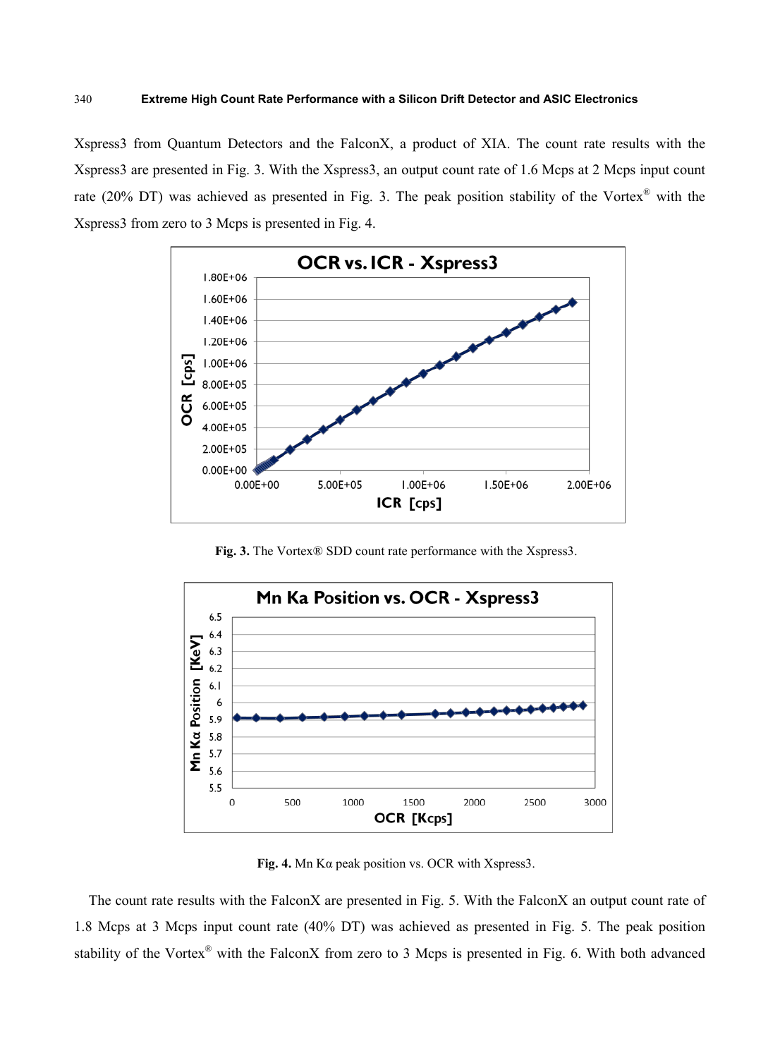Xspress3 from Quantum Detectors and the FalconX, a product of XIA. The count rate results with the Xspress3 are presented in Fig. 3. With the Xspress3, an output count rate of 1.6 Mcps at 2 Mcps input count rate (20% DT) was achieved as presented in Fig. 3. The peak position stability of the Vortex® with the Xspress3 from zero to 3 Mcps is presented in Fig. 4.

**Fig. 3.** The Vortex® SDD count rate performance with the Xspress3.

**Fig. 4.** Mn Kα peak position vs. OCR with Xspress3.

The count rate results with the FalconX are presented in Fig. 5. With the FalconX an output count rate of 1.8 Mcps at 3 Mcps input count rate (40% DT) was achieved as presented in Fig. 5. The peak position stability of the Vortex® with the FalconX from zero to 3 Mcps is presented in Fig. 6. With both advanced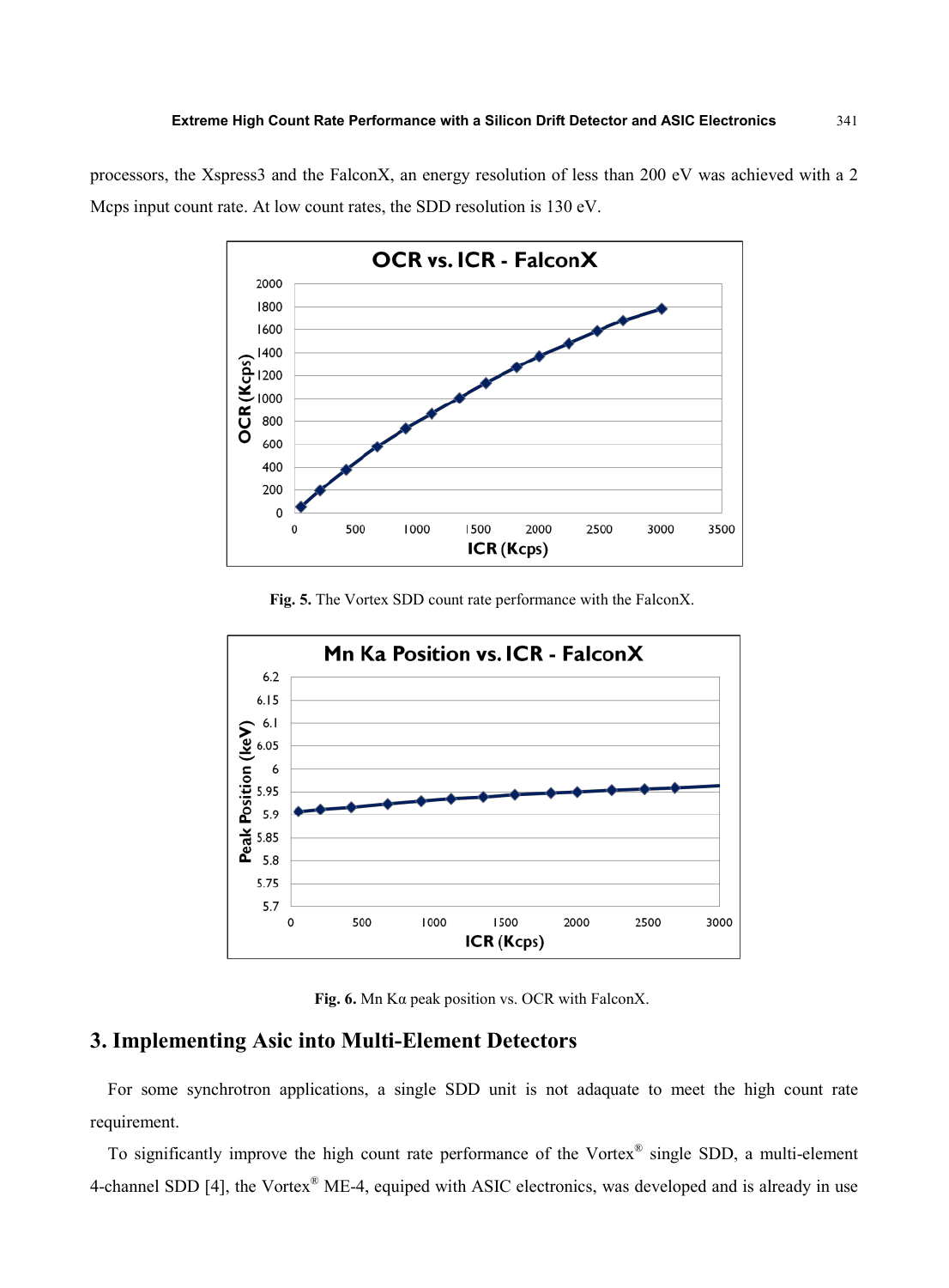processors, the Xspress3 and the FalconX, an energy resolution of less than 200 eV was achieved with a 2 Mcps input count rate. At low count rates, the SDD resolution is 130 eV.

**Fig. 5.** The Vortex SDD count rate performance with the FalconX.

**Fig. 6.** Mn Kα peak position vs. OCR with FalconX.

## 3. Implementing Asic into Multi-Element Detectors

For some synchrotron applications, a single SDD unit is not adaquate to meet the high count rate requirement.

To significantly improve the high count rate performance of the Vortex® single SDD, a multi-element 4-channel SDD [4], the Vortex® ME-4, equiped with ASIC electronics, was developed and is already in use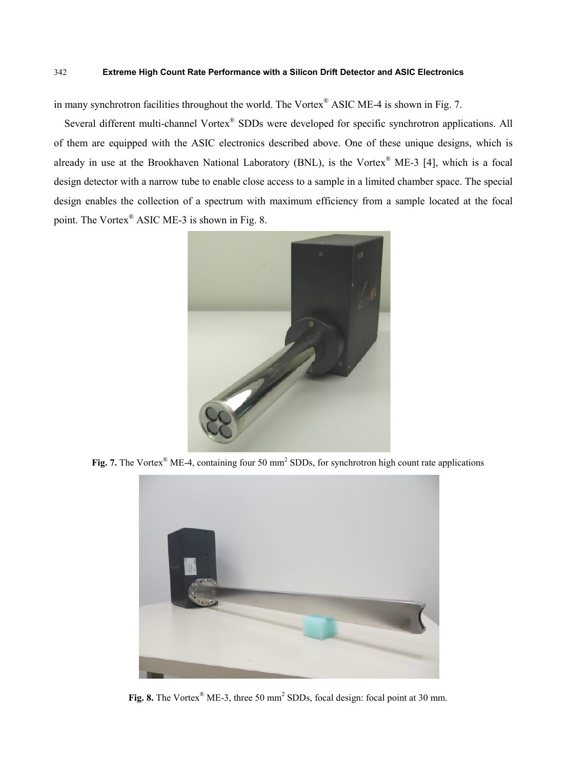in many synchrotron facilities throughout the world. The Vortex® ASIC ME-4 is shown in Fig. 7.

Several different multi-channel Vortex® SDDs were developed for specific synchrotron applications. All of them are equipped with the ASIC electronics described above. One of these unique designs, which is already in use at the Brookhaven National Laboratory (BNL), is the Vortex® ME-3 [4], which is a focal design detector with a narrow tube to enable close access to a sample in a limited chamber space. The special design enables the collection of a spectrum with maximum efficiency from a sample located at the focal point. The Vortex® ASIC ME-3 is shown in Fig. 8.

**Fig. 7.** The Vortex® ME-4, containing four 50 mm$^2$ SDDs, for synchrotron high count rate applications

**Fig. 8.** The Vortex® ME-3, three 50 mm$^2$ SDDs, focal design: focal point at 30 mm.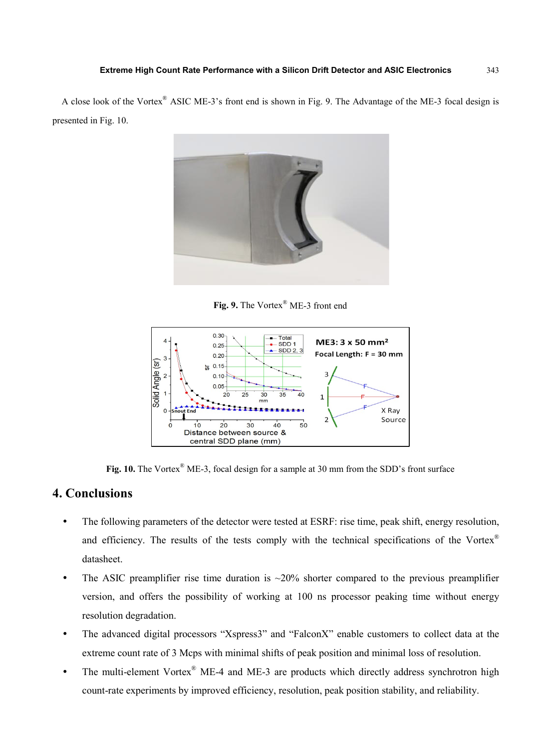A close look of the Vortex® ASIC ME-3's front end is shown in Fig. 9. The Advantage of the ME-3 focal design is presented in Fig. 10.

**Fig. 9.** The Vortex® ME-3 front end

**Fig. 10.** The Vortex® ME-3, focal design for a sample at 30 mm from the SDD's front surface

# 4. Conclusions

- The following parameters of the detector were tested at ESRF: rise time, peak shift, energy resolution, and efficiency. The results of the tests comply with the technical specifications of the Vortex® datasheet.
- The ASIC preamplifier rise time duration is ~20% shorter compared to the previous preamplifier version, and offers the possibility of working at 100 ns processor peaking time without energy resolution degradation.
- The advanced digital processors "Xspress3" and "FalconX" enable customers to collect data at the extreme count rate of 3 Mcps with minimal shifts of peak position and minimal loss of resolution.
- The multi-element Vortex® ME-4 and ME-3 are products which directly address synchrotron high count-rate experiments by improved efficiency, resolution, peak position stability, and reliability.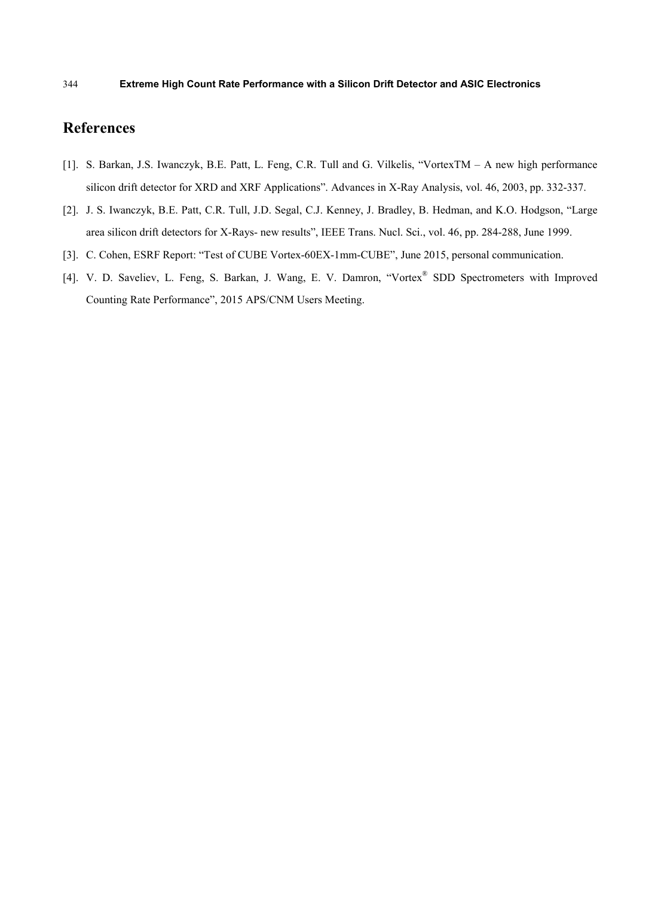## References

[1]. S. Barkan, J.S. Iwanczyk, B.E. Patt, L. Feng, C.R. Tull and G. Vilkelis, "VortexTM – A new high performance silicon drift detector for XRD and XRF Applications". Advances in X-Ray Analysis, vol. 46, 2003, pp. 332-337.

[2]. J. S. Iwanczyk, B.E. Patt, C.R. Tull, J.D. Segal, C.J. Kenney, J. Bradley, B. Hedman, and K.O. Hodgson, "Large area silicon drift detectors for X-Rays- new results", IEEE Trans. Nucl. Sci., vol. 46, pp. 284-288, June 1999.

[3]. C. Cohen, ESRF Report: "Test of CUBE Vortex-60EX-1mm-CUBE", June 2015, personal communication.

[4]. V. D. Saveliev, L. Feng, S. Barkan, J. Wang, E. V. Damron, "Vortex® SDD Spectrometers with Improved Counting Rate Performance", 2015 APS/CNM Users Meeting.